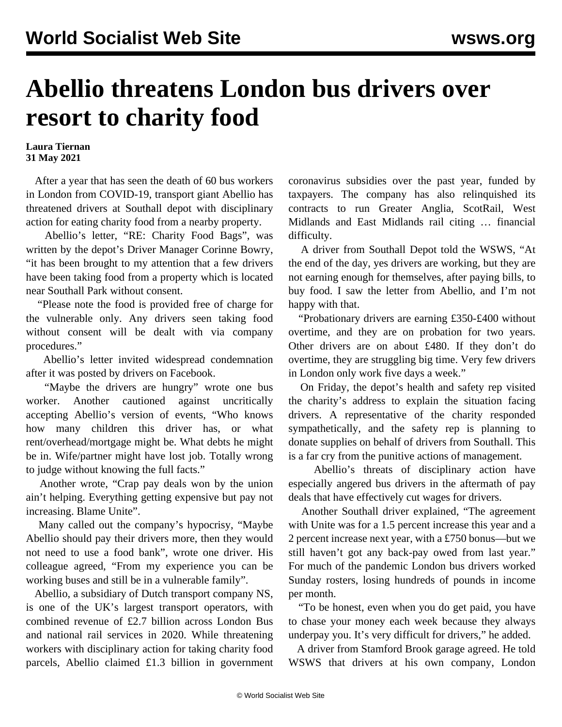# Abellio threatens London bus drivers over resort to charity food

**Laura Tiernan**
**31 May 2021**

After a year that has seen the death of 60 bus workers in London from COVID-19, transport giant Abellio has threatened drivers at Southall depot with disciplinary action for eating charity food from a nearby property.

Abellio's letter, "RE: Charity Food Bags", was written by the depot's Driver Manager Corinne Bowry, "it has been brought to my attention that a few drivers have been taking food from a property which is located near Southall Park without consent.

"Please note the food is provided free of charge for the vulnerable only. Any drivers seen taking food without consent will be dealt with via company procedures."

Abellio's letter invited widespread condemnation after it was posted by drivers on Facebook.

"Maybe the drivers are hungry" wrote one bus worker. Another cautioned against uncritically accepting Abellio's version of events, "Who knows how many children this driver has, or what rent/overhead/mortgage might be. What debts he might be in. Wife/partner might have lost job. Totally wrong to judge without knowing the full facts."

Another wrote, "Crap pay deals won by the union ain't helping. Everything getting expensive but pay not increasing. Blame Unite".

Many called out the company's hypocrisy, "Maybe Abellio should pay their drivers more, then they would not need to use a food bank", wrote one driver. His colleague agreed, "From my experience you can be working buses and still be in a vulnerable family".

Abellio, a subsidiary of Dutch transport company NS, is one of the UK's largest transport operators, with combined revenue of £2.7 billion across London Bus and national rail services in 2020. While threatening workers with disciplinary action for taking charity food parcels, Abellio claimed £1.3 billion in government coronavirus subsidies over the past year, funded by taxpayers. The company has also relinquished its contracts to run Greater Anglia, ScotRail, West Midlands and East Midlands rail citing … financial difficulty.

A driver from Southall Depot told the WSWS, "At the end of the day, yes drivers are working, but they are not earning enough for themselves, after paying bills, to buy food. I saw the letter from Abellio, and I'm not happy with that.

"Probationary drivers are earning £350-£400 without overtime, and they are on probation for two years. Other drivers are on about £480. If they don't do overtime, they are struggling big time. Very few drivers in London only work five days a week."

On Friday, the depot's health and safety rep visited the charity's address to explain the situation facing drivers. A representative of the charity responded sympathetically, and the safety rep is planning to donate supplies on behalf of drivers from Southall. This is a far cry from the punitive actions of management.

Abellio's threats of disciplinary action have especially angered bus drivers in the aftermath of pay deals that have effectively cut wages for drivers.

Another Southall driver explained, "The agreement with Unite was for a 1.5 percent increase this year and a 2 percent increase next year, with a £750 bonus—but we still haven't got any back-pay owed from last year." For much of the pandemic London bus drivers worked Sunday rosters, losing hundreds of pounds in income per month.

"To be honest, even when you do get paid, you have to chase your money each week because they always underpay you. It's very difficult for drivers," he added.

A driver from Stamford Brook garage agreed. He told WSWS that drivers at his own company, London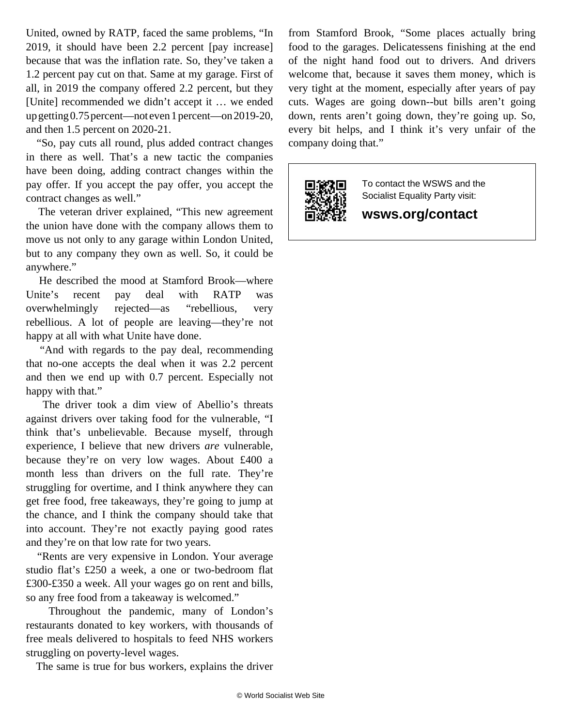United, owned by RATP, faced the same problems, "In 2019, it should have been 2.2 percent [pay increase] because that was the inflation rate. So, they've taken a 1.2 percent pay cut on that. Same at my garage. First of all, in 2019 the company offered 2.2 percent, but they [Unite] recommended we didn't accept it … we ended up getting 0.75 percent—not even 1 percent—on 2019-20, and then 1.5 percent on 2020-21.

"So, pay cuts all round, plus added contract changes in there as well. That's a new tactic the companies have been doing, adding contract changes within the pay offer. If you accept the pay offer, you accept the contract changes as well."

The veteran driver explained, "This new agreement the union have done with the company allows them to move us not only to any garage within London United, but to any company they own as well. So, it could be anywhere."

He described the mood at Stamford Brook—where Unite's recent pay deal with RATP was overwhelmingly rejected—as "rebellious, very rebellious. A lot of people are leaving—they're not happy at all with what Unite have done.

"And with regards to the pay deal, recommending that no-one accepts the deal when it was 2.2 percent and then we end up with 0.7 percent. Especially not happy with that."

The driver took a dim view of Abellio's threats against drivers over taking food for the vulnerable, "I think that's unbelievable. Because myself, through experience, I believe that new drivers *are* vulnerable, because they're on very low wages. About £400 a month less than drivers on the full rate. They're struggling for overtime, and I think anywhere they can get free food, free takeaways, they're going to jump at the chance, and I think the company should take that into account. They're not exactly paying good rates and they're on that low rate for two years.

"Rents are very expensive in London. Your average studio flat's £250 a week, a one or two-bedroom flat £300-£350 a week. All your wages go on rent and bills, so any free food from a takeaway is welcomed."

Throughout the pandemic, many of London's restaurants donated to key workers, with thousands of free meals delivered to hospitals to feed NHS workers struggling on poverty-level wages.

The same is true for bus workers, explains the driver from Stamford Brook, "Some places actually bring food to the garages. Delicatessens finishing at the end of the night hand food out to drivers. And drivers welcome that, because it saves them money, which is very tight at the moment, especially after years of pay cuts. Wages are going down--but bills aren't going down, rents aren't going down, they're going up. So, every bit helps, and I think it's very unfair of the company doing that."

To contact the WSWS and the Socialist Equality Party visit:

**wsws.org/contact**